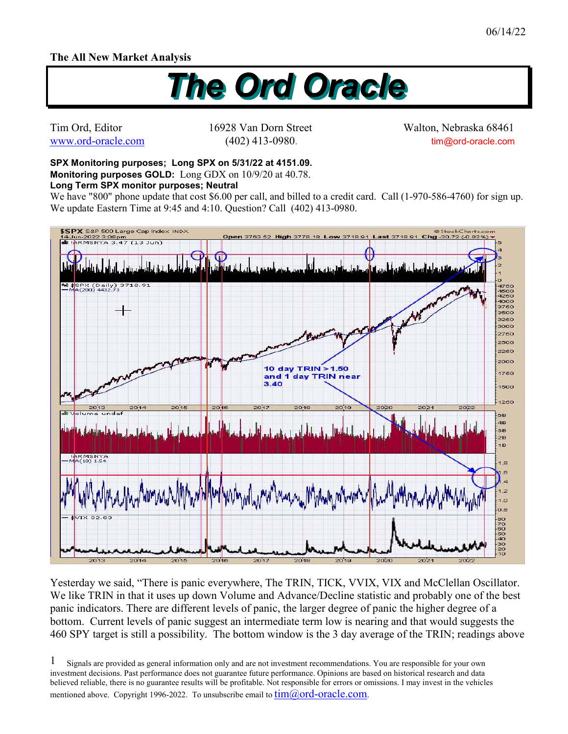06/14/22

**The All New Market Analysis**

# The Ord Oracle

Tim Ord, Editor
www.ord-oracle.com

16928 Van Dorn Street
(402) 413-0980.

Walton, Nebraska 68461
tim@ord-oracle.com

**SPX Monitoring purposes; Long SPX on 5/31/22 at 4151.09.**
**Monitoring purposes GOLD:** Long GDX on 10/9/20 at 40.78.
**Long Term SPX monitor purposes; Neutral**
We have "800" phone update that cost $6.00 per call, and billed to a credit card. Call (1-970-586-4760) for sign up. We update Eastern Time at 9:45 and 4:10. Question? Call (402) 413-0980.

Yesterday we said, "There is panic everywhere, The TRIN, TICK, VVIX, VIX and McClellan Oscillator. We like TRIN in that it uses up down Volume and Advance/Decline statistic and probably one of the best panic indicators. There are different levels of panic, the larger degree of panic the higher degree of a bottom. Current levels of panic suggest an intermediate term low is nearing and that would suggests the 460 SPY target is still a possibility. The bottom window is the 3 day average of the TRIN; readings above

1 Signals are provided as general information only and are not investment recommendations. You are responsible for your own investment decisions. Past performance does not guarantee future performance. Opinions are based on historical research and data believed reliable, there is no guarantee results will be profitable. Not responsible for errors or omissions. I may invest in the vehicles mentioned above. Copyright 1996-2022. To unsubscribe email to tim@ord-oracle.com.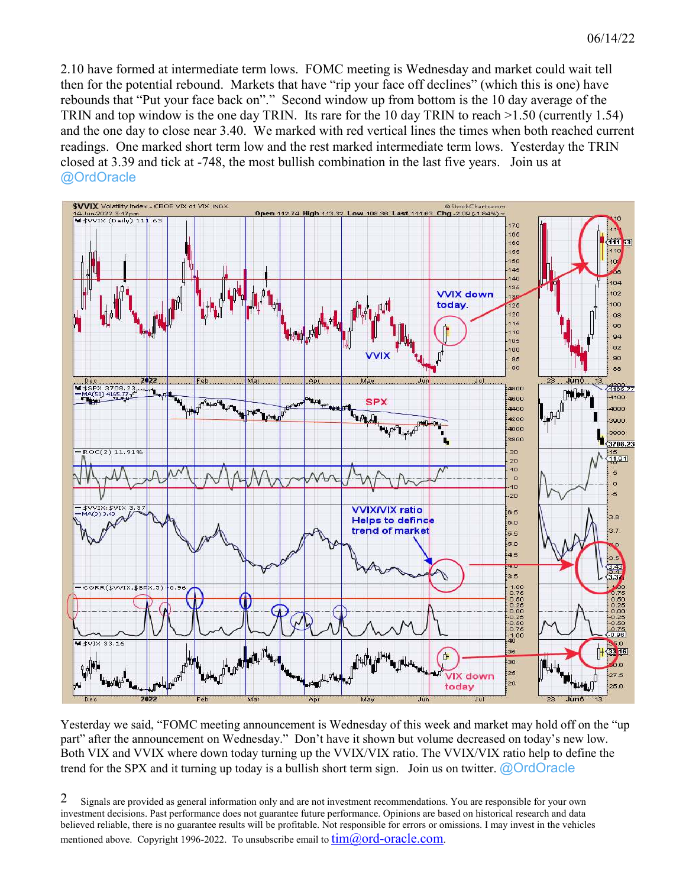2.10 have formed at intermediate term lows. FOMC meeting is Wednesday and market could wait tell then for the potential rebound. Markets that have "rip your face off declines" (which this is one) have rebounds that "Put your face back on"." Second window up from bottom is the 10 day average of the TRIN and top window is the one day TRIN. Its rare for the 10 day TRIN to reach >1.50 (currently 1.54) and the one day to close near 3.40. We marked with red vertical lines the times when both reached current readings. One marked short term low and the rest marked intermediate term lows. Yesterday the TRIN closed at 3.39 and tick at -748, the most bullish combination in the last five years. Join us at @OrdOracle

Yesterday we said, "FOMC meeting announcement is Wednesday of this week and market may hold off on the "up part" after the announcement on Wednesday." Don't have it shown but volume decreased on today's new low. Both VIX and VVIX where down today turning up the VVIX/VIX ratio. The VVIX/VIX ratio help to define the trend for the SPX and it turning up today is a bullish short term sign. Join us on twitter. @OrdOracle

Signals are provided as general information only and are not investment recommendations. You are responsible for your own investment decisions. Past performance does not guarantee future performance. Opinions are based on historical research and data believed reliable, there is no guarantee results will be profitable. Not responsible for errors or omissions. I may invest in the vehicles mentioned above. Copyright 1996-2022. To unsubscribe email to tim@ord-oracle.com.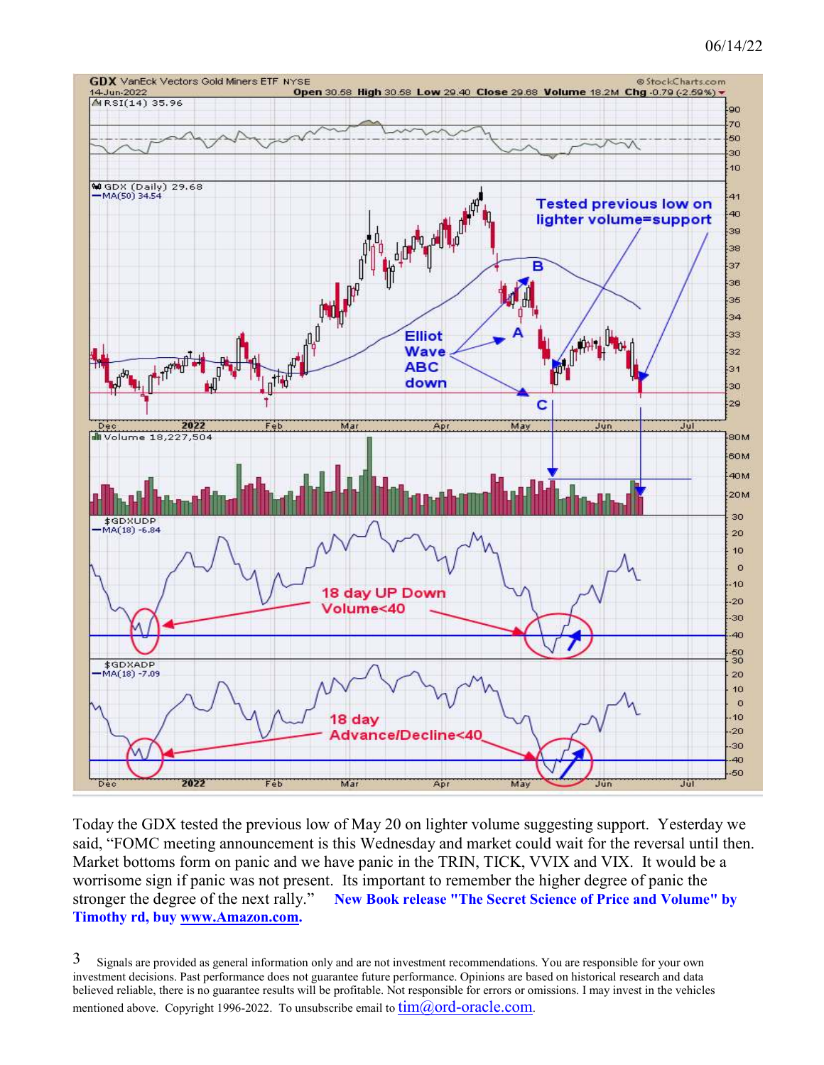06/14/22

GDX VanEck Vectors Gold Miners ETF NYSE
14-Jun-2022
Open 30.58 High 30.58 Low 29.40 Close 29.68 Volume 18.2M Chg -0.79 (-2.59%)
@StockCharts.com
RSI(14) 35.96
GDX (Daily) 29.68
MA(50) 34.54
Tested previous low on lighter volume=support
Elliot Wave ABC down
A
B
C
Volume 18,227,504
$GDXUDP
MA(18) -6.84
18 day UP Down Volume<40
$GDXADP
MA(18) -7.09
18 day Advance/Decline<40

Today the GDX tested the previous low of May 20 on lighter volume suggesting support. Yesterday we said, "FOMC meeting announcement is this Wednesday and market could wait for the reversal until then. Market bottoms form on panic and we have panic in the TRIN, TICK, VVIX and VIX. It would be a worrisome sign if panic was not present. Its important to remember the higher degree of panic the stronger the degree of the next rally." **New Book release "The Secret Science of Price and Volume" by Timothy rd, buy www.Amazon.com.**

Signals are provided as general information only and are not investment recommendations. You are responsible for your own investment decisions. Past performance does not guarantee future performance. Opinions are based on historical research and data believed reliable, there is no guarantee results will be profitable. Not responsible for errors or omissions. I may invest in the vehicles mentioned above. Copyright 1996-2022. To unsubscribe email to tim@ord-oracle.com.